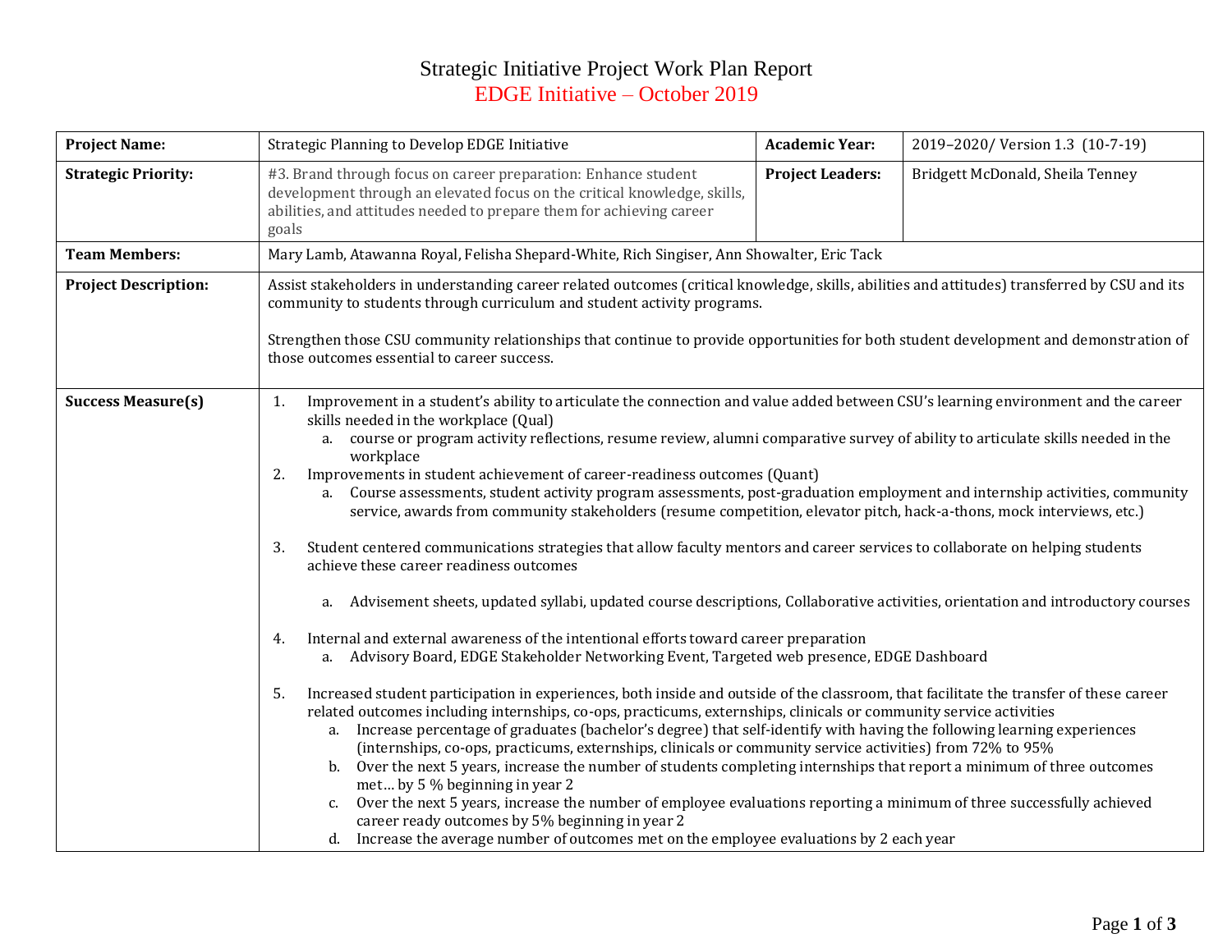# Strategic Initiative Project Work Plan Report

## EDGE Initiative – October 2019

| **Project Name:** | Strategic Planning to Develop EDGE Initiative | **Academic Year:** | 2019–2020/ Version 1.3 (10-7-19) |
|---|---|---|---|
| **Strategic Priority:** | #3. Brand through focus on career preparation: Enhance student development through an elevated focus on the critical knowledge, skills, abilities, and attitudes needed to prepare them for achieving career goals | **Project Leaders:** | Bridgett McDonald, Sheila Tenney |
| **Team Members:** | Mary Lamb, Atawanna Royal, Felisha Shepard-White, Rich Singiser, Ann Showalter, Eric Tack | | |
| **Project Description:** | Assist stakeholders in understanding career related outcomes (critical knowledge, skills, abilities and attitudes) transferred by CSU and its community to students through curriculum and student activity programs.<br><br>Strengthen those CSU community relationships that continue to provide opportunities for both student development and demonstration of those outcomes essential to career success. | | |
| **Success Measure(s)** | 1. Improvement in a student's ability to articulate the connection and value added between CSU's learning environment and the career skills needed in the workplace (Qual)<br>&nbsp;&nbsp;&nbsp;a. course or program activity reflections, resume review, alumni comparative survey of ability to articulate skills needed in the workplace<br>2. Improvements in student achievement of career-readiness outcomes (Quant)<br>&nbsp;&nbsp;&nbsp;a. Course assessments, student activity program assessments, post-graduation employment and internship activities, community service, awards from community stakeholders (resume competition, elevator pitch, hack-a-thons, mock interviews, etc.)<br><br>3. Student centered communications strategies that allow faculty mentors and career services to collaborate on helping students achieve these career readiness outcomes<br><br>&nbsp;&nbsp;&nbsp;a. Advisement sheets, updated syllabi, updated course descriptions, Collaborative activities, orientation and introductory courses<br><br>4. Internal and external awareness of the intentional efforts toward career preparation<br>&nbsp;&nbsp;&nbsp;a. Advisory Board, EDGE Stakeholder Networking Event, Targeted web presence, EDGE Dashboard<br><br>5. Increased student participation in experiences, both inside and outside of the classroom, that facilitate the transfer of these career related outcomes including internships, co-ops, practicums, externships, clinicals or community service activities<br>&nbsp;&nbsp;&nbsp;a. Increase percentage of graduates (bachelor's degree) that self-identify with having the following learning experiences (internships, co-ops, practicums, externships, clinicals or community service activities) from 72% to 95%<br>&nbsp;&nbsp;&nbsp;b. Over the next 5 years, increase the number of students completing internships that report a minimum of three outcomes met… by 5 % beginning in year 2<br>&nbsp;&nbsp;&nbsp;c. Over the next 5 years, increase the number of employee evaluations reporting a minimum of three successfully achieved career ready outcomes by 5% beginning in year 2<br>&nbsp;&nbsp;&nbsp;d. Increase the average number of outcomes met on the employee evaluations by 2 each year | | |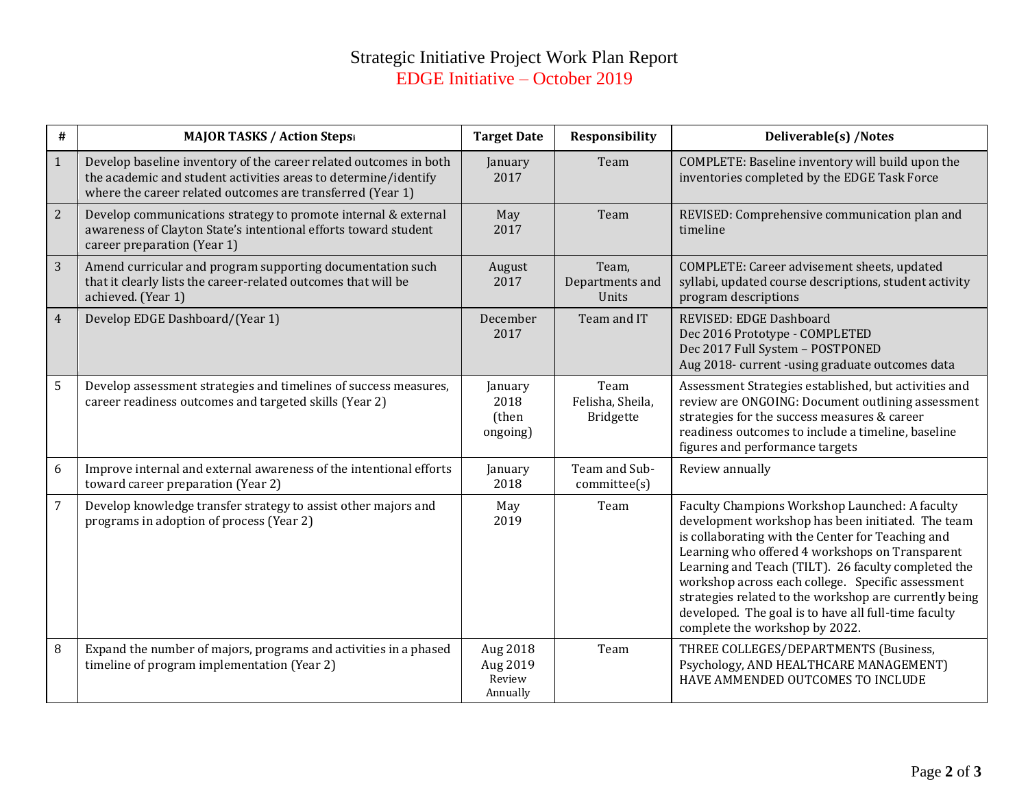# Strategic Initiative Project Work Plan Report

## EDGE Initiative – October 2019

| # | MAJOR TASKS / Action Steps[i] | Target Date | Responsibility | Deliverable(s) /Notes |
|---|---|---|---|---|
| 1 | Develop baseline inventory of the career related outcomes in both the academic and student activities areas to determine/identify where the career related outcomes are transferred (Year 1) | January 2017 | Team | COMPLETE: Baseline inventory will build upon the inventories completed by the EDGE Task Force |
| 2 | Develop communications strategy to promote internal & external awareness of Clayton State's intentional efforts toward student career preparation (Year 1) | May 2017 | Team | REVISED: Comprehensive communication plan and timeline |
| 3 | Amend curricular and program supporting documentation such that it clearly lists the career-related outcomes that will be achieved. (Year 1) | August 2017 | Team, Departments and Units | COMPLETE: Career advisement sheets, updated syllabi, updated course descriptions, student activity program descriptions |
| 4 | Develop EDGE Dashboard/(Year 1) | December 2017 | Team and IT | REVISED: EDGE Dashboard<br>Dec 2016 Prototype - COMPLETED<br>Dec 2017 Full System – POSTPONED<br>Aug 2018- current -using graduate outcomes data |
| 5 | Develop assessment strategies and timelines of success measures, career readiness outcomes and targeted skills (Year 2) | January 2018 (then ongoing) | Team Felisha, Sheila, Bridgette | Assessment Strategies established, but activities and review are ONGOING: Document outlining assessment strategies for the success measures & career readiness outcomes to include a timeline, baseline figures and performance targets |
| 6 | Improve internal and external awareness of the intentional efforts toward career preparation (Year 2) | January 2018 | Team and Sub-committee(s) | Review annually |
| 7 | Develop knowledge transfer strategy to assist other majors and programs in adoption of process (Year 2) | May 2019 | Team | Faculty Champions Workshop Launched: A faculty development workshop has been initiated. The team is collaborating with the Center for Teaching and Learning who offered 4 workshops on Transparent Learning and Teach (TILT). 26 faculty completed the workshop across each college. Specific assessment strategies related to the workshop are currently being developed. The goal is to have all full-time faculty complete the workshop by 2022. |
| 8 | Expand the number of majors, programs and activities in a phased timeline of program implementation (Year 2) | Aug 2018<br>Aug 2019<br>Review Annually | Team | THREE COLLEGES/DEPARTMENTS (Business, Psychology, AND HEALTHCARE MANAGEMENT) HAVE AMMENDED OUTCOMES TO INCLUDE |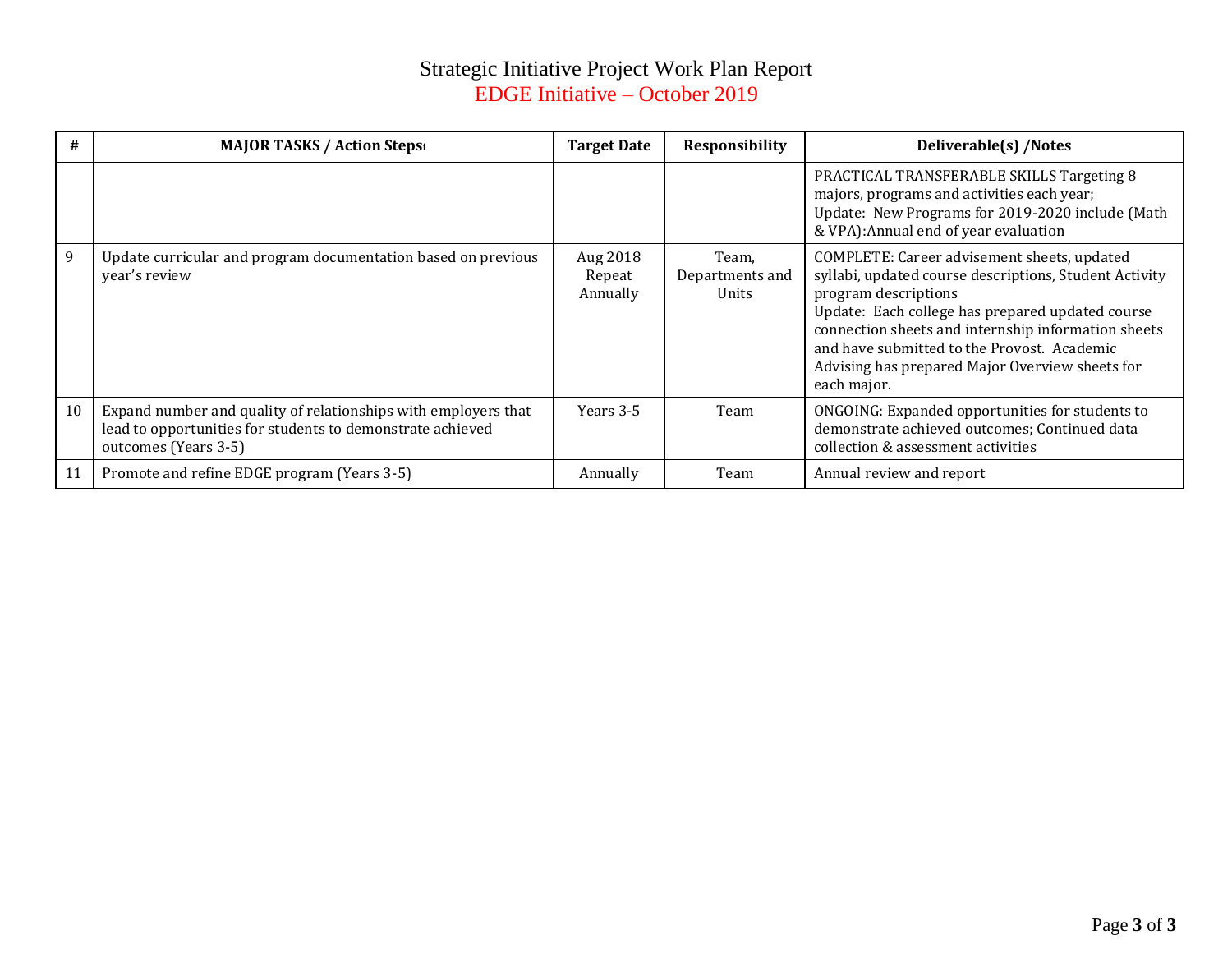# Strategic Initiative Project Work Plan Report

## EDGE Initiative – October 2019

| # | MAJOR TASKS / Action Steps[i] | Target Date | Responsibility | Deliverable(s) /Notes |
|---|---|---|---|---|
| | | | | PRACTICAL TRANSFERABLE SKILLS Targeting 8 majors, programs and activities each year; Update: New Programs for 2019-2020 include (Math & VPA):Annual end of year evaluation |
| 9 | Update curricular and program documentation based on previous year's review | Aug 2018 Repeat Annually | Team, Departments and Units | COMPLETE: Career advisement sheets, updated syllabi, updated course descriptions, Student Activity program descriptions Update: Each college has prepared updated course connection sheets and internship information sheets and have submitted to the Provost. Academic Advising has prepared Major Overview sheets for each major. |
| 10 | Expand number and quality of relationships with employers that lead to opportunities for students to demonstrate achieved outcomes (Years 3-5) | Years 3-5 | Team | ONGOING: Expanded opportunities for students to demonstrate achieved outcomes; Continued data collection & assessment activities |
| 11 | Promote and refine EDGE program (Years 3-5) | Annually | Team | Annual review and report |